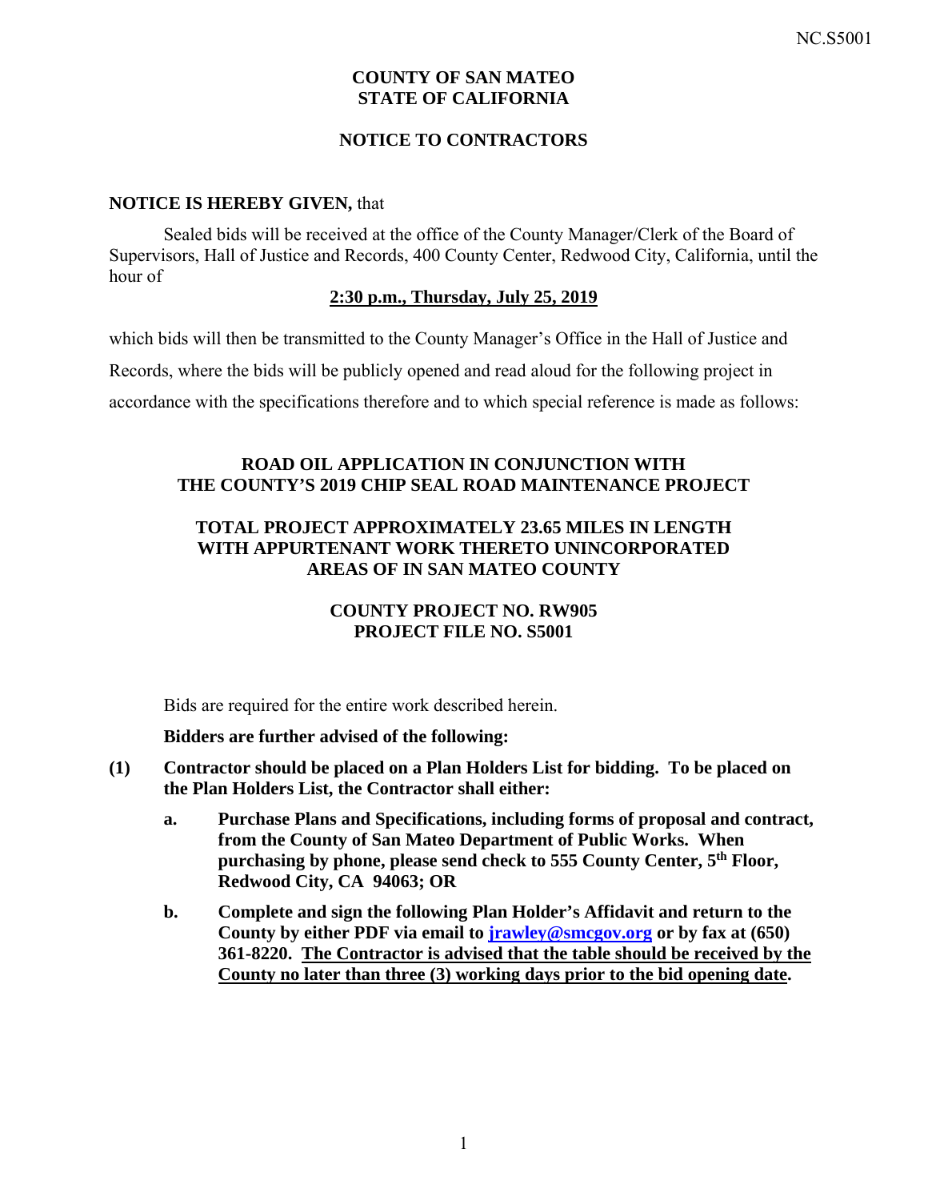# COUNTY OF SAN MATEO
# STATE OF CALIFORNIA

## NOTICE TO CONTRACTORS

**NOTICE IS HEREBY GIVEN,** that

Sealed bids will be received at the office of the County Manager/Clerk of the Board of Supervisors, Hall of Justice and Records, 400 County Center, Redwood City, California, until the hour of

**2:30 p.m., Thursday, July 25, 2019**

which bids will then be transmitted to the County Manager's Office in the Hall of Justice and Records, where the bids will be publicly opened and read aloud for the following project in accordance with the specifications therefore and to which special reference is made as follows:

**ROAD OIL APPLICATION IN CONJUNCTION WITH THE COUNTY'S 2019 CHIP SEAL ROAD MAINTENANCE PROJECT**

**TOTAL PROJECT APPROXIMATELY 23.65 MILES IN LENGTH WITH APPURTENANT WORK THERETO UNINCORPORATED AREAS OF IN SAN MATEO COUNTY**

**COUNTY PROJECT NO. RW905**
**PROJECT FILE NO. S5001**

Bids are required for the entire work described herein.

**Bidders are further advised of the following:**

**(1) Contractor should be placed on a Plan Holders List for bidding. To be placed on the Plan Holders List, the Contractor shall either:**

   **a. Purchase Plans and Specifications, including forms of proposal and contract, from the County of San Mateo Department of Public Works. When purchasing by phone, please send check to 555 County Center, 5th Floor, Redwood City, CA 94063; OR**

   **b. Complete and sign the following Plan Holder's Affidavit and return to the County by either PDF via email to jrawley@smcgov.org or by fax at (650) 361-8220. The Contractor is advised that the table should be received by the County no later than three (3) working days prior to the bid opening date.**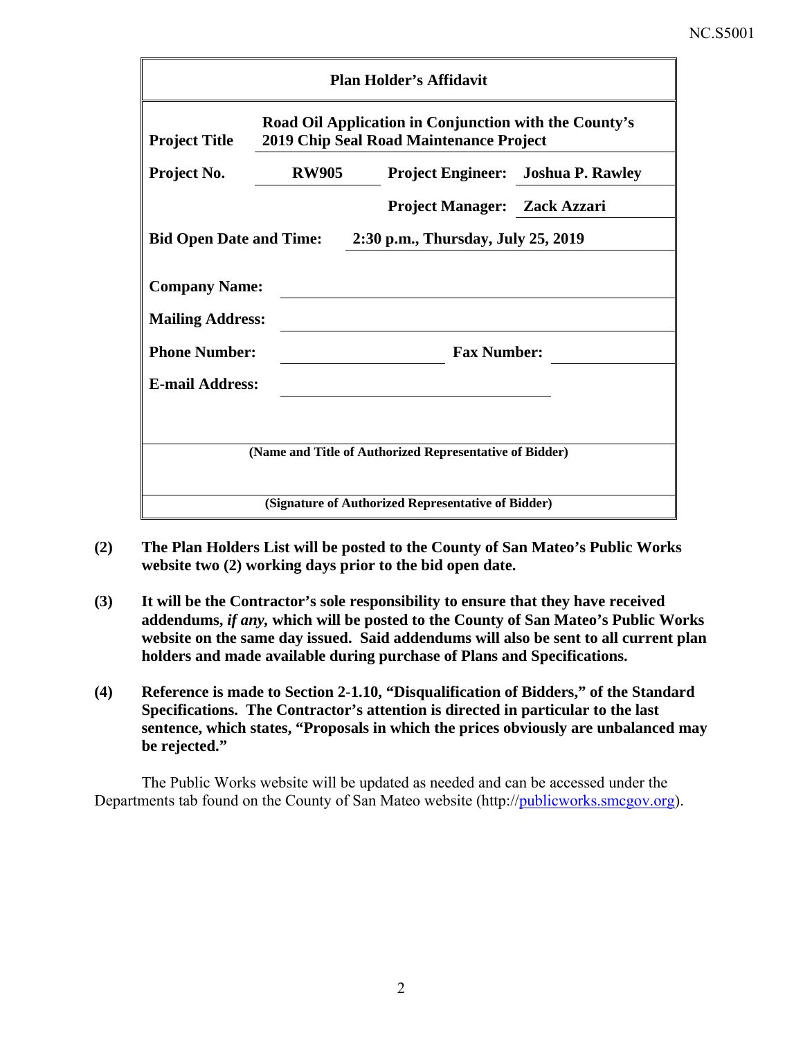| **Plan Holder's Affidavit** | | | |
|---|---|---|---|
| **Project Title** | **Road Oil Application in Conjunction with the County's 2019 Chip Seal Road Maintenance Project** | | |
| **Project No.** | **RW905** | **Project Engineer:** | **Joshua P. Rawley** |
| | | **Project Manager:** | **Zack Azzari** |
| **Bid Open Date and Time:** | **2:30 p.m., Thursday, July 25, 2019** | | |
| **Company Name:** | | | |
| **Mailing Address:** | | | |
| **Phone Number:** | | **Fax Number:** | |
| **E-mail Address:** | | | |
| **(Name and Title of Authorized Representative of Bidder)** | | | |
| **(Signature of Authorized Representative of Bidder)** | | | |

**(2) The Plan Holders List will be posted to the County of San Mateo's Public Works website two (2) working days prior to the bid open date.**

**(3) It will be the Contractor's sole responsibility to ensure that they have received addendums, *if any*, which will be posted to the County of San Mateo's Public Works website on the same day issued. Said addendums will also be sent to all current plan holders and made available during purchase of Plans and Specifications.**

**(4) Reference is made to Section 2-1.10, "Disqualification of Bidders," of the Standard Specifications. The Contractor's attention is directed in particular to the last sentence, which states, "Proposals in which the prices obviously are unbalanced may be rejected."**

The Public Works website will be updated as needed and can be accessed under the Departments tab found on the County of San Mateo website (http://publicworks.smcgov.org).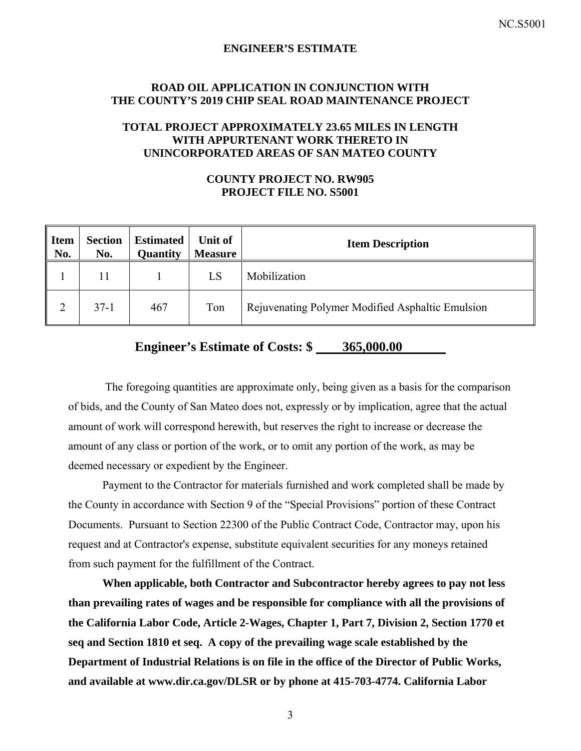## ENGINEER'S ESTIMATE

### ROAD OIL APPLICATION IN CONJUNCTION WITH THE COUNTY'S 2019 CHIP SEAL ROAD MAINTENANCE PROJECT

### TOTAL PROJECT APPROXIMATELY 23.65 MILES IN LENGTH WITH APPURTENANT WORK THERETO IN UNINCORPORATED AREAS OF SAN MATEO COUNTY

### COUNTY PROJECT NO. RW905
### PROJECT FILE NO. S5001

| Item No. | Section No. | Estimated Quantity | Unit of Measure | Item Description |
|---|---|---|---|---|
| 1 | 11 | 1 | LS | Mobilization |
| 2 | 37-1 | 467 | Ton | Rejuvenating Polymer Modified Asphaltic Emulsion |

**Engineer's Estimate of Costs: $ 365,000.00**

The foregoing quantities are approximate only, being given as a basis for the comparison of bids, and the County of San Mateo does not, expressly or by implication, agree that the actual amount of work will correspond herewith, but reserves the right to increase or decrease the amount of any class or portion of the work, or to omit any portion of the work, as may be deemed necessary or expedient by the Engineer.

Payment to the Contractor for materials furnished and work completed shall be made by the County in accordance with Section 9 of the "Special Provisions" portion of these Contract Documents. Pursuant to Section 22300 of the Public Contract Code, Contractor may, upon his request and at Contractor's expense, substitute equivalent securities for any moneys retained from such payment for the fulfillment of the Contract.

**When applicable, both Contractor and Subcontractor hereby agrees to pay not less than prevailing rates of wages and be responsible for compliance with all the provisions of the California Labor Code, Article 2-Wages, Chapter 1, Part 7, Division 2, Section 1770 et seq and Section 1810 et seq. A copy of the prevailing wage scale established by the Department of Industrial Relations is on file in the office of the Director of Public Works, and available at www.dir.ca.gov/DLSR or by phone at 415-703-4774. California Labor**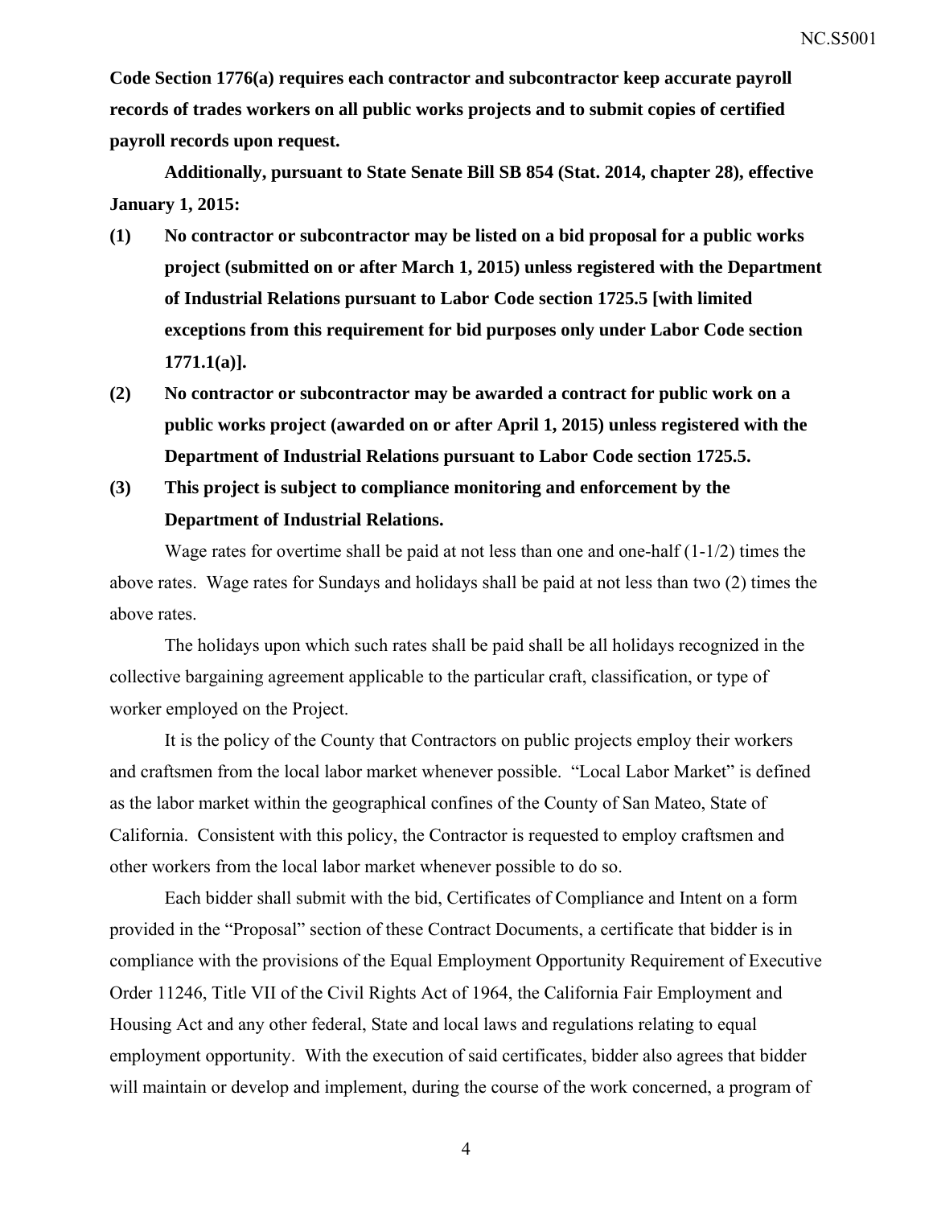**Code Section 1776(a) requires each contractor and subcontractor keep accurate payroll records of trades workers on all public works projects and to submit copies of certified payroll records upon request.**

**Additionally, pursuant to State Senate Bill SB 854 (Stat. 2014, chapter 28), effective January 1, 2015:**

**(1) No contractor or subcontractor may be listed on a bid proposal for a public works project (submitted on or after March 1, 2015) unless registered with the Department of Industrial Relations pursuant to Labor Code section 1725.5 [with limited exceptions from this requirement for bid purposes only under Labor Code section 1771.1(a)].**

**(2) No contractor or subcontractor may be awarded a contract for public work on a public works project (awarded on or after April 1, 2015) unless registered with the Department of Industrial Relations pursuant to Labor Code section 1725.5.**

**(3) This project is subject to compliance monitoring and enforcement by the Department of Industrial Relations.**

Wage rates for overtime shall be paid at not less than one and one-half (1-1/2) times the above rates. Wage rates for Sundays and holidays shall be paid at not less than two (2) times the above rates.

The holidays upon which such rates shall be paid shall be all holidays recognized in the collective bargaining agreement applicable to the particular craft, classification, or type of worker employed on the Project.

It is the policy of the County that Contractors on public projects employ their workers and craftsmen from the local labor market whenever possible. "Local Labor Market" is defined as the labor market within the geographical confines of the County of San Mateo, State of California. Consistent with this policy, the Contractor is requested to employ craftsmen and other workers from the local labor market whenever possible to do so.

Each bidder shall submit with the bid, Certificates of Compliance and Intent on a form provided in the "Proposal" section of these Contract Documents, a certificate that bidder is in compliance with the provisions of the Equal Employment Opportunity Requirement of Executive Order 11246, Title VII of the Civil Rights Act of 1964, the California Fair Employment and Housing Act and any other federal, State and local laws and regulations relating to equal employment opportunity. With the execution of said certificates, bidder also agrees that bidder will maintain or develop and implement, during the course of the work concerned, a program of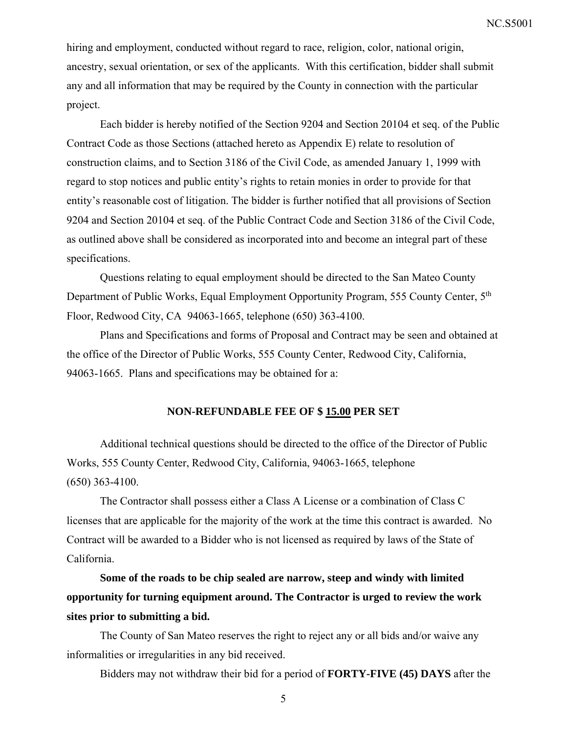hiring and employment, conducted without regard to race, religion, color, national origin, ancestry, sexual orientation, or sex of the applicants. With this certification, bidder shall submit any and all information that may be required by the County in connection with the particular project.

Each bidder is hereby notified of the Section 9204 and Section 20104 et seq. of the Public Contract Code as those Sections (attached hereto as Appendix E) relate to resolution of construction claims, and to Section 3186 of the Civil Code, as amended January 1, 1999 with regard to stop notices and public entity's rights to retain monies in order to provide for that entity's reasonable cost of litigation. The bidder is further notified that all provisions of Section 9204 and Section 20104 et seq. of the Public Contract Code and Section 3186 of the Civil Code, as outlined above shall be considered as incorporated into and become an integral part of these specifications.

Questions relating to equal employment should be directed to the San Mateo County Department of Public Works, Equal Employment Opportunity Program, 555 County Center, 5th Floor, Redwood City, CA 94063-1665, telephone (650) 363-4100.

Plans and Specifications and forms of Proposal and Contract may be seen and obtained at the office of the Director of Public Works, 555 County Center, Redwood City, California, 94063-1665. Plans and specifications may be obtained for a:

**NON-REFUNDABLE FEE OF $ 15.00 PER SET**

Additional technical questions should be directed to the office of the Director of Public Works, 555 County Center, Redwood City, California, 94063-1665, telephone (650) 363-4100.

The Contractor shall possess either a Class A License or a combination of Class C licenses that are applicable for the majority of the work at the time this contract is awarded. No Contract will be awarded to a Bidder who is not licensed as required by laws of the State of California.

**Some of the roads to be chip sealed are narrow, steep and windy with limited opportunity for turning equipment around. The Contractor is urged to review the work sites prior to submitting a bid.**

The County of San Mateo reserves the right to reject any or all bids and/or waive any informalities or irregularities in any bid received.

Bidders may not withdraw their bid for a period of **FORTY-FIVE (45) DAYS** after the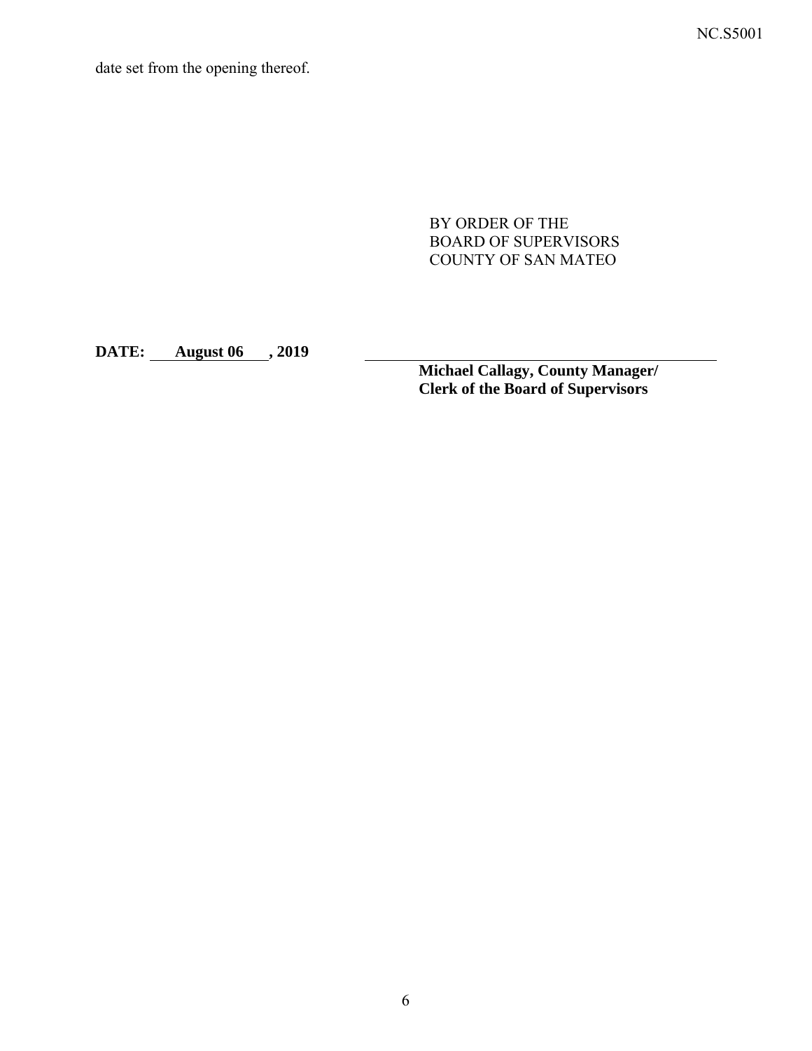date set from the opening thereof.

BY ORDER OF THE
BOARD OF SUPERVISORS
COUNTY OF SAN MATEO

**DATE: August 06 , 2019**

\_\_\_\_\_\_\_\_\_\_\_\_\_\_\_\_\_\_\_\_\_\_\_\_\_\_\_\_\_\_\_\_\_\_\_\_

**Michael Callagy, County Manager/**
**Clerk of the Board of Supervisors**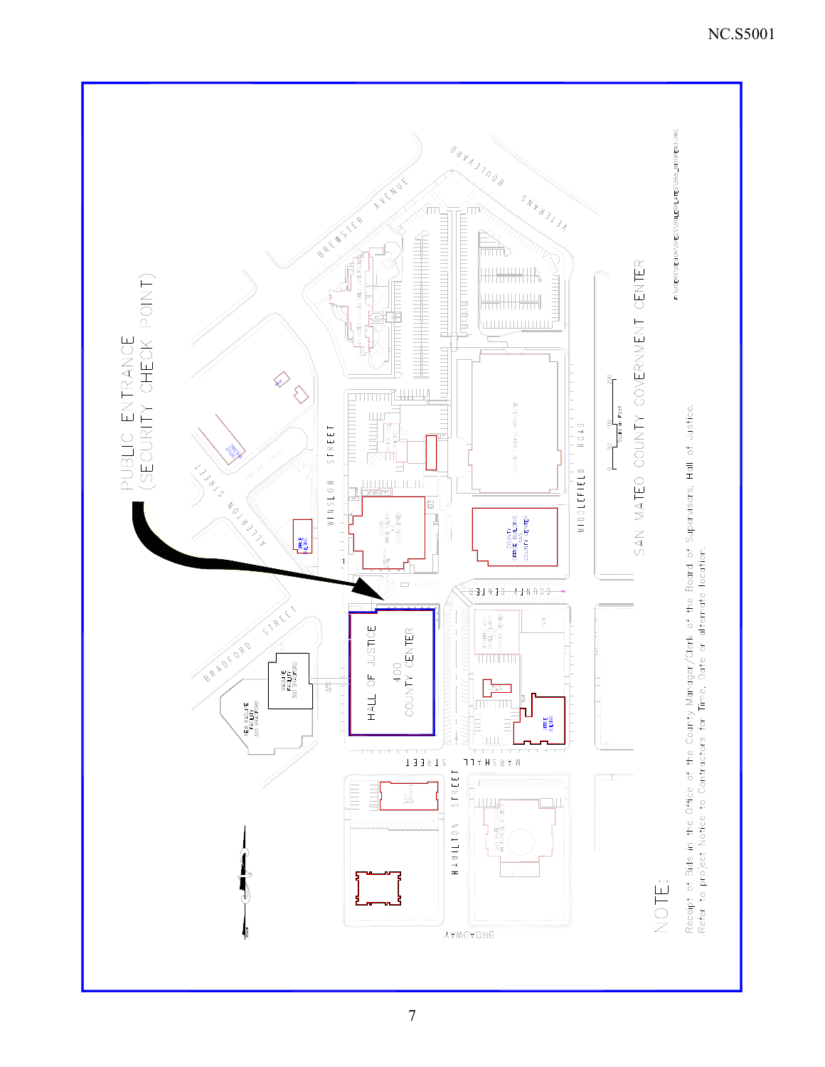PUBLIC ENTRANCE
(SECURITY CHECK POINT)

HALL OF JUSTICE
400
COUNTY CENTER

SAN MATEO COUNTY GOVERNMENT CENTER

NOTE:

Receipt of Bids in the Office of the County Manager/Clerk of the Board of Supervisors, Hall of Justice.
Refer to project Notice to Contractors for Time, Date or alternate location.